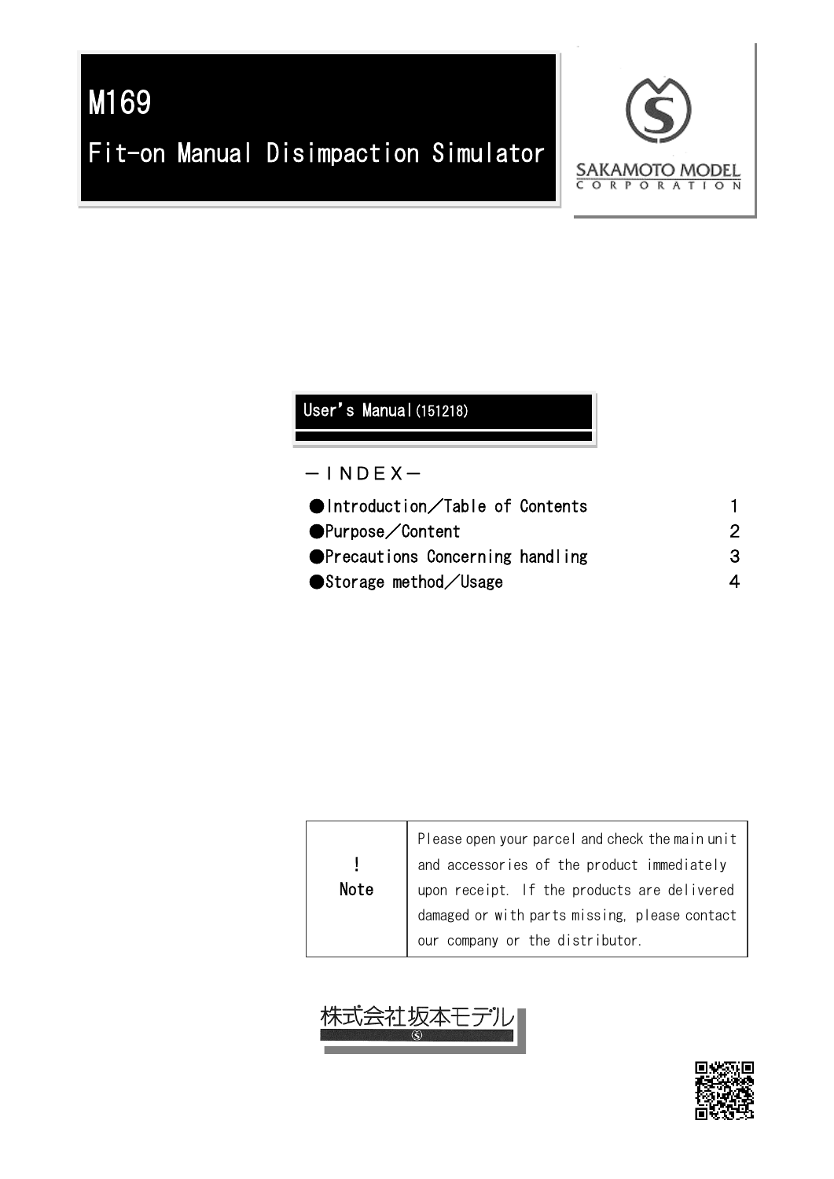# M169

# Fit-on Manual Disimpaction Simulator

SAKAMOTO MODEL CORPORATION

## User's Manual (151218)

－ＩＮＤＥＸ－

| | |
|---|---|
| ●Introduction／Table of Contents | 1 |
| ●Purpose／Content | 2 |
| ●Precautions Concerning handling | 3 |
| ●Storage method／Usage | 4 |

| ! Note | Please open your parcel and check the main unit and accessories of the product immediately upon receipt. If the products are delivered damaged or with parts missing, please contact our company or the distributor. |
|---|---|

株式会社坂本モデル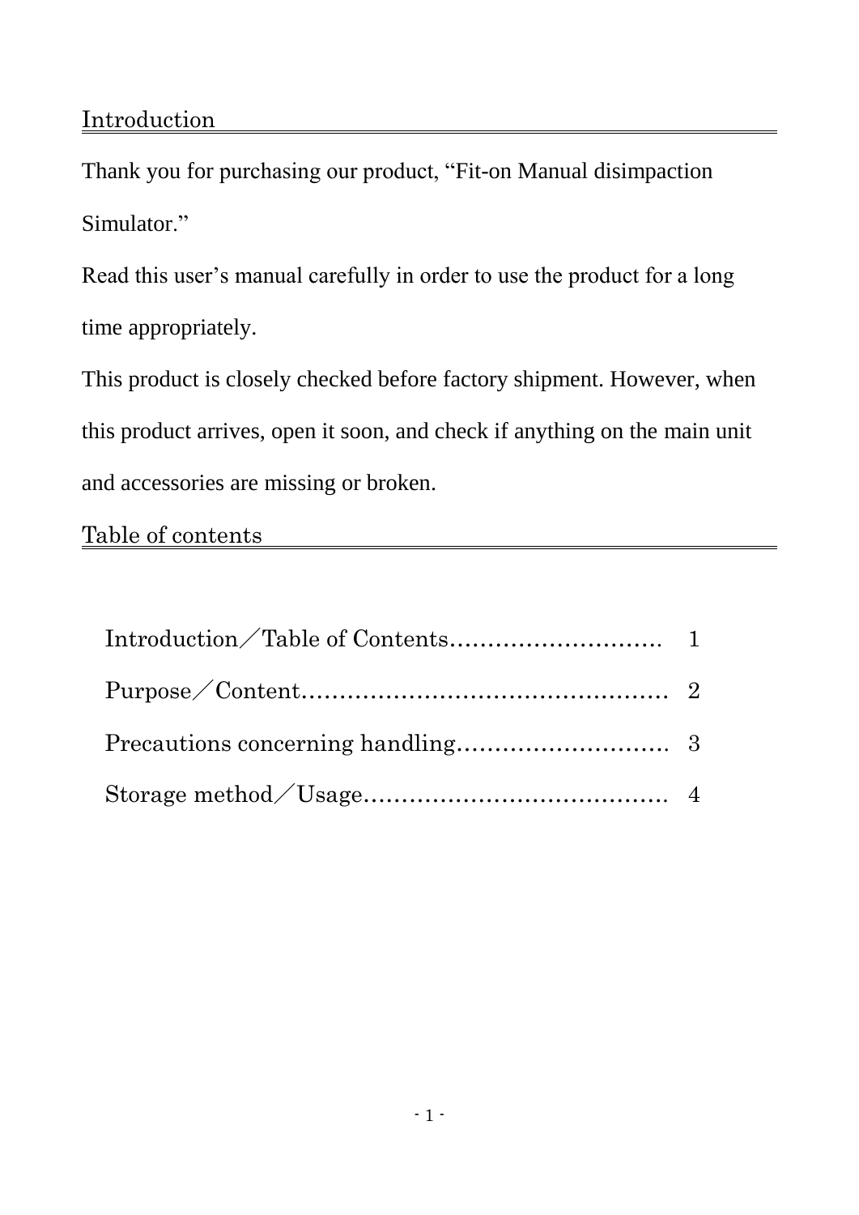## Introduction

Thank you for purchasing our product, “Fit-on Manual disimpaction Simulator.”

Read this user’s manual carefully in order to use the product for a long time appropriately.

This product is closely checked before factory shipment. However, when this product arrives, open it soon, and check if anything on the main unit and accessories are missing or broken.

## Table of contents

| | |
|---|---|
| Introduction／Table of Contents………………………. | 1 |
| Purpose／Content…………………………………………. | 2 |
| Precautions concerning handling………………………. | 3 |
| Storage method／Usage…………………………………. | 4 |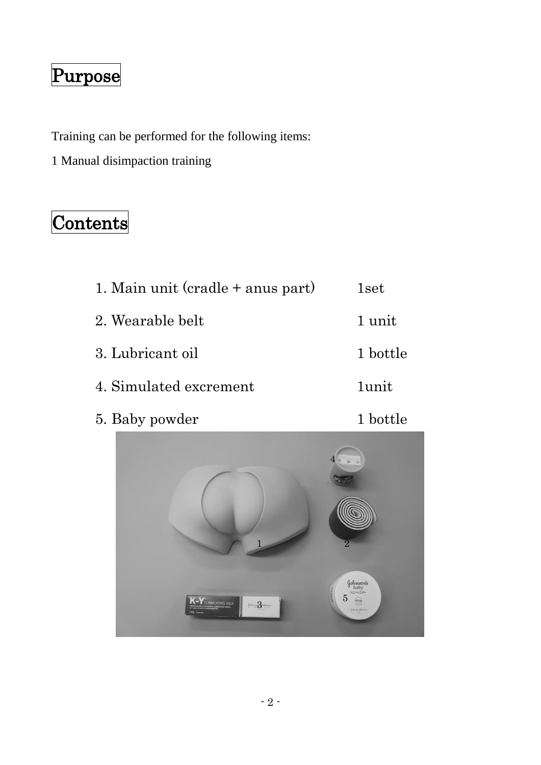## Purpose

Training can be performed for the following items:

1 Manual disimpaction training

## Contents

| | |
|---|---|
| 1. Main unit (cradle + anus part) | 1set |
| 2. Wearable belt | 1 unit |
| 3. Lubricant oil | 1 bottle |
| 4. Simulated excrement | 1unit |
| 5. Baby powder | 1 bottle |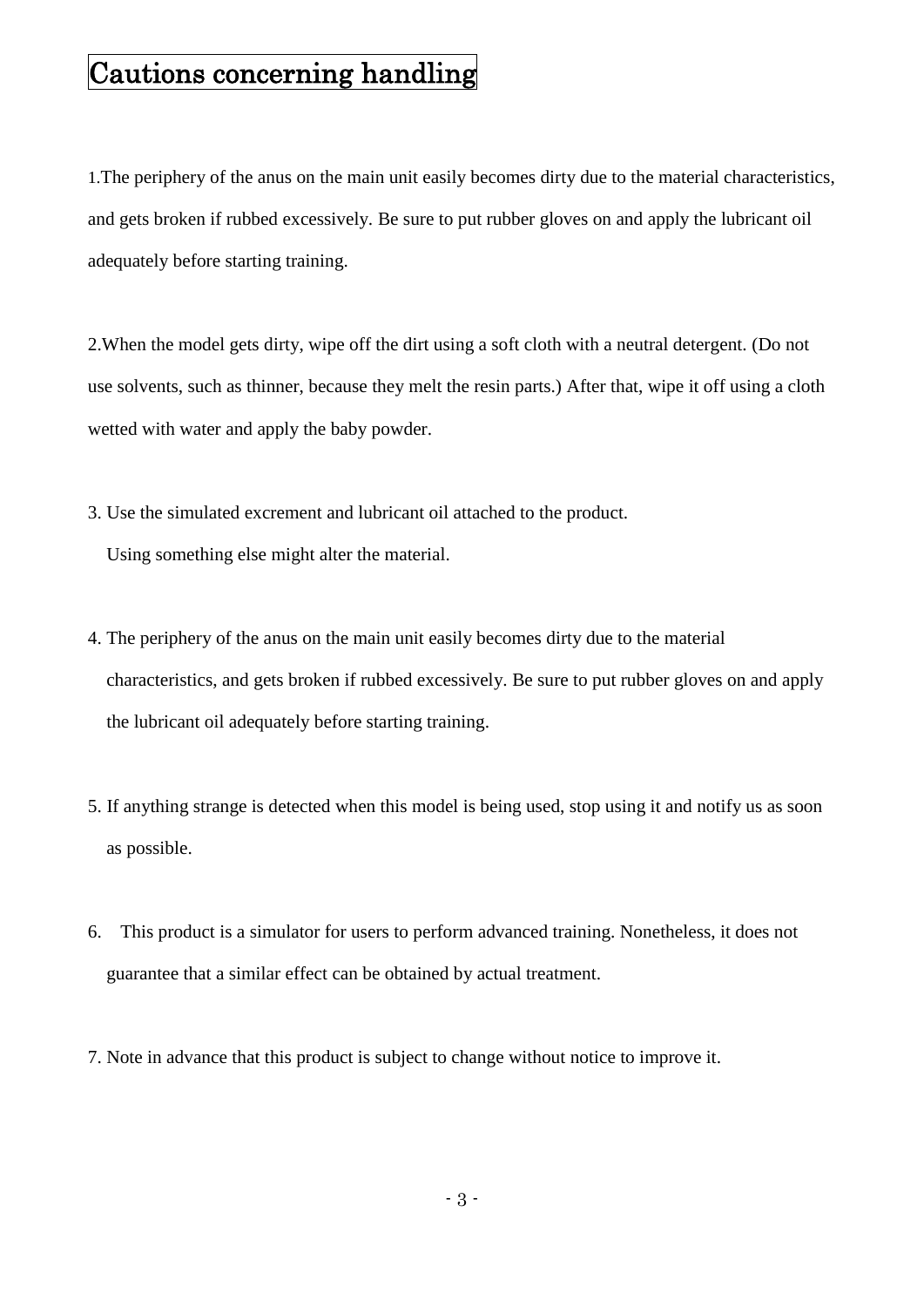# Cautions concerning handling

1. The periphery of the anus on the main unit easily becomes dirty due to the material characteristics, and gets broken if rubbed excessively. Be sure to put rubber gloves on and apply the lubricant oil adequately before starting training.

2. When the model gets dirty, wipe off the dirt using a soft cloth with a neutral detergent. (Do not use solvents, such as thinner, because they melt the resin parts.) After that, wipe it off using a cloth wetted with water and apply the baby powder.

3. Use the simulated excrement and lubricant oil attached to the product.
   Using something else might alter the material.

4. The periphery of the anus on the main unit easily becomes dirty due to the material characteristics, and gets broken if rubbed excessively. Be sure to put rubber gloves on and apply the lubricant oil adequately before starting training.

5. If anything strange is detected when this model is being used, stop using it and notify us as soon as possible.

6. This product is a simulator for users to perform advanced training. Nonetheless, it does not guarantee that a similar effect can be obtained by actual treatment.

7. Note in advance that this product is subject to change without notice to improve it.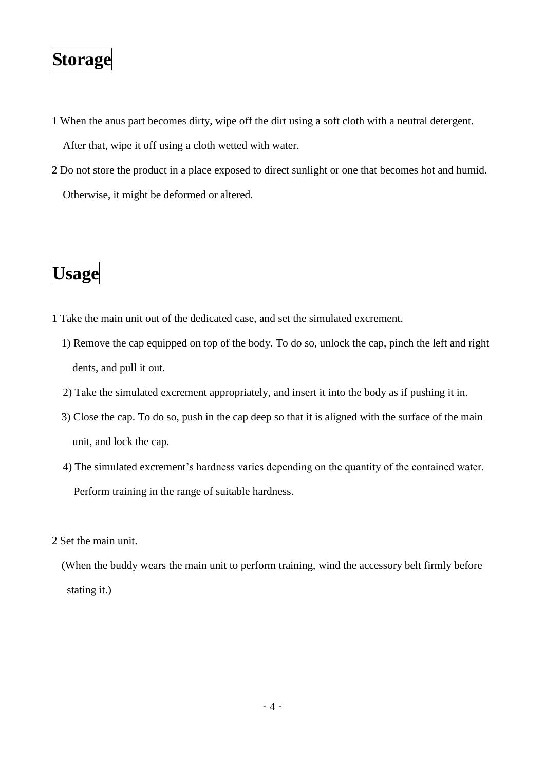# Storage

1 When the anus part becomes dirty, wipe off the dirt using a soft cloth with a neutral detergent.
After that, wipe it off using a cloth wetted with water.

2 Do not store the product in a place exposed to direct sunlight or one that becomes hot and humid.
Otherwise, it might be deformed or altered.

# Usage

1 Take the main unit out of the dedicated case, and set the simulated excrement.

1) Remove the cap equipped on top of the body. To do so, unlock the cap, pinch the left and right dents, and pull it out.

2) Take the simulated excrement appropriately, and insert it into the body as if pushing it in.

3) Close the cap. To do so, push in the cap deep so that it is aligned with the surface of the main unit, and lock the cap.

4) The simulated excrement's hardness varies depending on the quantity of the contained water.
Perform training in the range of suitable hardness.

2 Set the main unit.

(When the buddy wears the main unit to perform training, wind the accessory belt firmly before stating it.)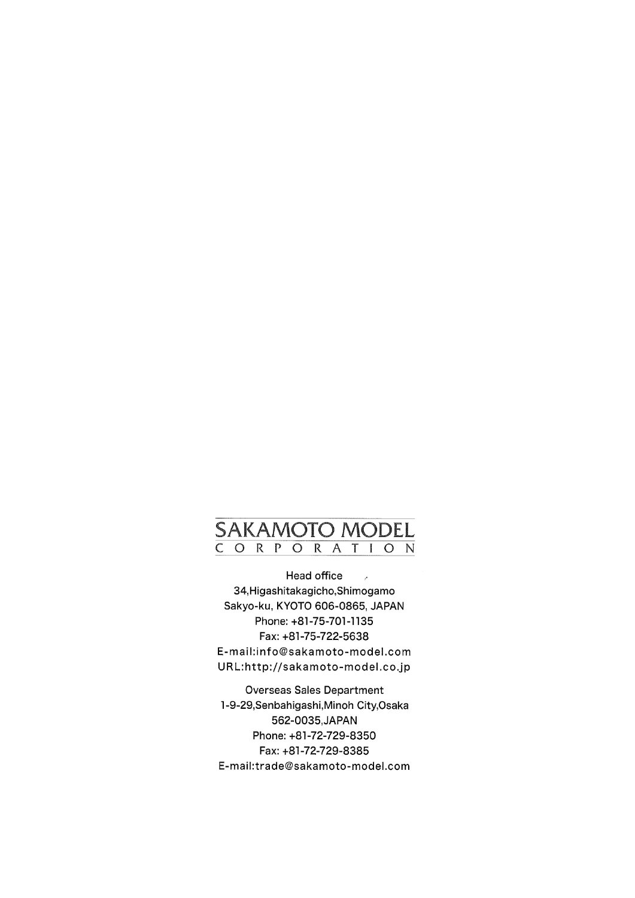SAKAMOTO MODEL

CORPORATION

Head office

34,Higashitakagicho,Shimogamo

Sakyo-ku, KYOTO 606-0865, JAPAN

Phone: +81-75-701-1135

Fax: +81-75-722-5638

E-mail:info@sakamoto-model.com

URL:http://sakamoto-model.co.jp

Overseas Sales Department

1-9-29,Senbahigashi,Minoh City,Osaka

562-0035,JAPAN

Phone: +81-72-729-8350

Fax: +81-72-729-8385

E-mail:trade@sakamoto-model.com